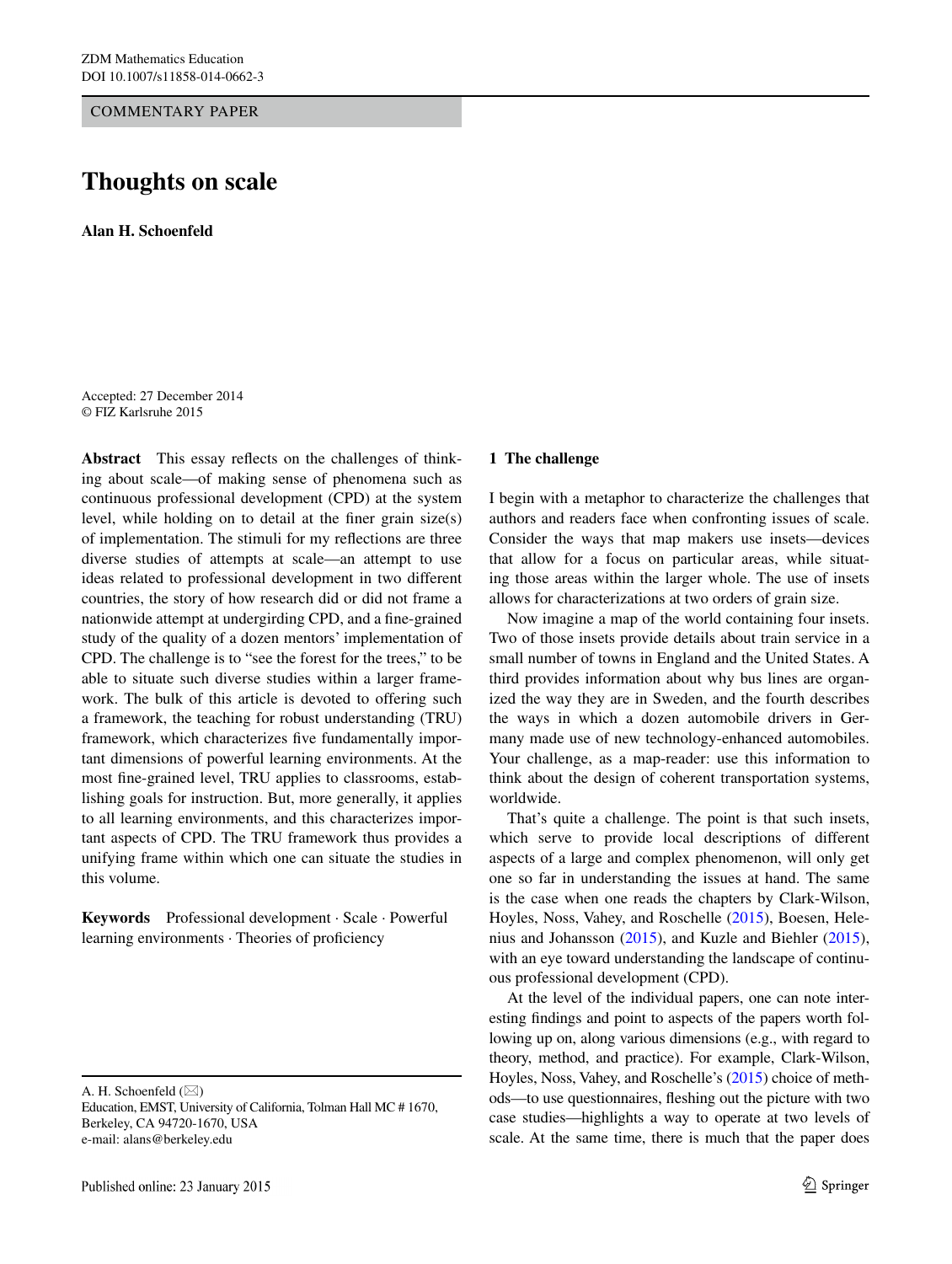COMMENTARY PAPER

# Thoughts on scale

**Alan H. Schoenfeld**

Accepted: 27 December 2014
© FIZ Karlsruhe 2015

**Abstract** This essay reflects on the challenges of thinking about scale—of making sense of phenomena such as continuous professional development (CPD) at the system level, while holding on to detail at the finer grain size(s) of implementation. The stimuli for my reflections are three diverse studies of attempts at scale—an attempt to use ideas related to professional development in two different countries, the story of how research did or did not frame a nationwide attempt at undergirding CPD, and a fine-grained study of the quality of a dozen mentors' implementation of CPD. The challenge is to "see the forest for the trees," to be able to situate such diverse studies within a larger framework. The bulk of this article is devoted to offering such a framework, the teaching for robust understanding (TRU) framework, which characterizes five fundamentally important dimensions of powerful learning environments. At the most fine-grained level, TRU applies to classrooms, establishing goals for instruction. But, more generally, it applies to all learning environments, and this characterizes important aspects of CPD. The TRU framework thus provides a unifying frame within which one can situate the studies in this volume.

**Keywords** Professional development · Scale · Powerful learning environments · Theories of proficiency

A. H. Schoenfeld (✉)
Education, EMST, University of California, Tolman Hall MC # 1670, Berkeley, CA 94720-1670, USA
e-mail: alans@berkeley.edu

## 1 The challenge

I begin with a metaphor to characterize the challenges that authors and readers face when confronting issues of scale. Consider the ways that map makers use insets—devices that allow for a focus on particular areas, while situating those areas within the larger whole. The use of insets allows for characterizations at two orders of grain size.

Now imagine a map of the world containing four insets. Two of those insets provide details about train service in a small number of towns in England and the United States. A third provides information about why bus lines are organized the way they are in Sweden, and the fourth describes the ways in which a dozen automobile drivers in Germany made use of new technology-enhanced automobiles. Your challenge, as a map-reader: use this information to think about the design of coherent transportation systems, worldwide.

That's quite a challenge. The point is that such insets, which serve to provide local descriptions of different aspects of a large and complex phenomenon, will only get one so far in understanding the issues at hand. The same is the case when one reads the chapters by Clark-Wilson, Hoyles, Noss, Vahey, and Roschelle (2015), Boesen, Helenius and Johansson (2015), and Kuzle and Biehler (2015), with an eye toward understanding the landscape of continuous professional development (CPD).

At the level of the individual papers, one can note interesting findings and point to aspects of the papers worth following up on, along various dimensions (e.g., with regard to theory, method, and practice). For example, Clark-Wilson, Hoyles, Noss, Vahey, and Roschelle's (2015) choice of methods—to use questionnaires, fleshing out the picture with two case studies—highlights a way to operate at two levels of scale. At the same time, there is much that the paper does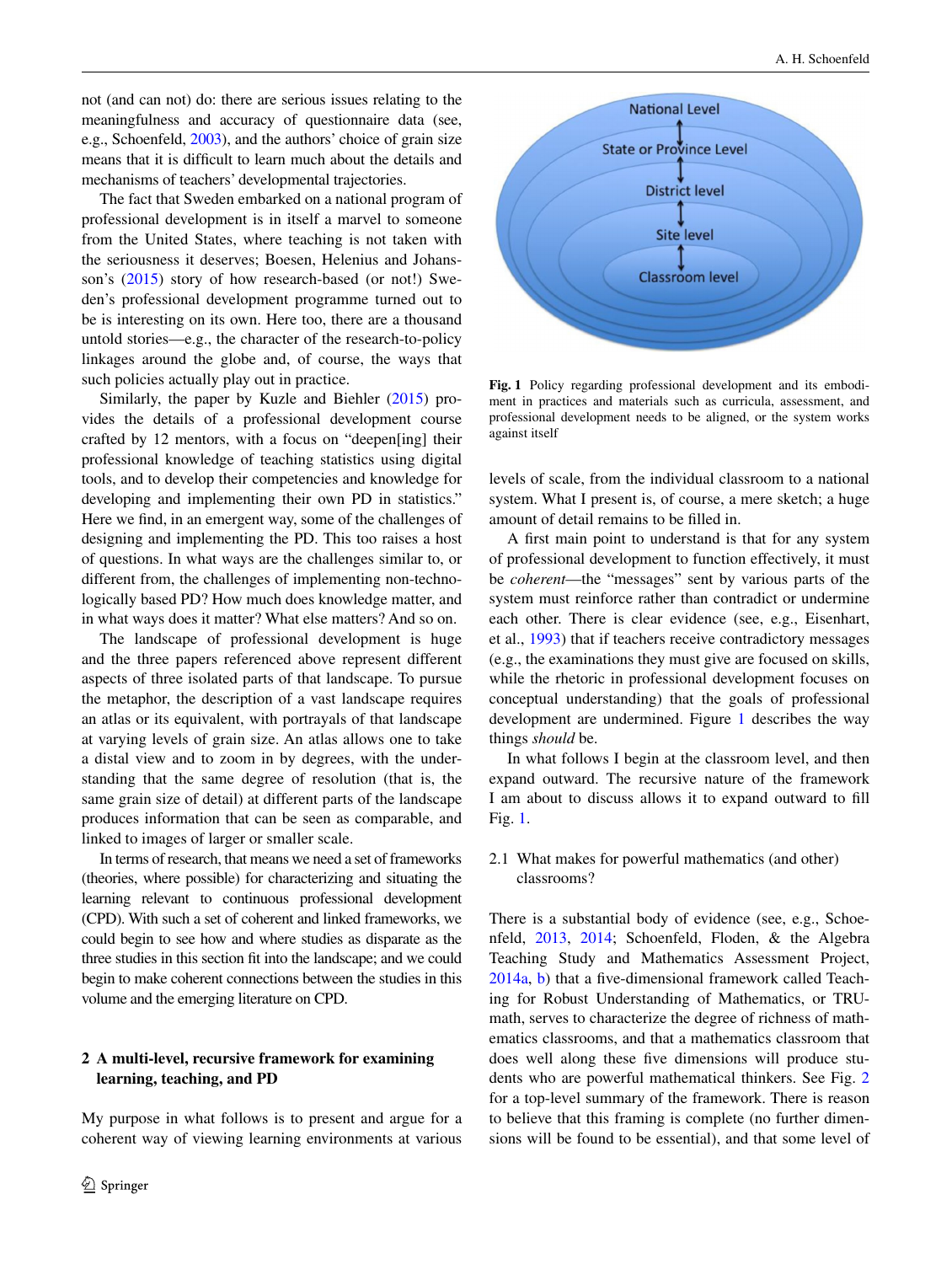not (and can not) do: there are serious issues relating to the meaningfulness and accuracy of questionnaire data (see, e.g., Schoenfeld, 2003), and the authors' choice of grain size means that it is difficult to learn much about the details and mechanisms of teachers' developmental trajectories.

The fact that Sweden embarked on a national program of professional development is in itself a marvel to someone from the United States, where teaching is not taken with the seriousness it deserves; Boesen, Helenius and Johansson's (2015) story of how research-based (or not!) Sweden's professional development programme turned out to be is interesting on its own. Here too, there are a thousand untold stories—e.g., the character of the research-to-policy linkages around the globe and, of course, the ways that such policies actually play out in practice.

Similarly, the paper by Kuzle and Biehler (2015) provides the details of a professional development course crafted by 12 mentors, with a focus on "deepen[ing] their professional knowledge of teaching statistics using digital tools, and to develop their competencies and knowledge for developing and implementing their own PD in statistics." Here we find, in an emergent way, some of the challenges of designing and implementing the PD. This too raises a host of questions. In what ways are the challenges similar to, or different from, the challenges of implementing non-technologically based PD? How much does knowledge matter, and in what ways does it matter? What else matters? And so on.

The landscape of professional development is huge and the three papers referenced above represent different aspects of three isolated parts of that landscape. To pursue the metaphor, the description of a vast landscape requires an atlas or its equivalent, with portrayals of that landscape at varying levels of grain size. An atlas allows one to take a distal view and to zoom in by degrees, with the understanding that the same degree of resolution (that is, the same grain size of detail) at different parts of the landscape produces information that can be seen as comparable, and linked to images of larger or smaller scale.

In terms of research, that means we need a set of frameworks (theories, where possible) for characterizing and situating the learning relevant to continuous professional development (CPD). With such a set of coherent and linked frameworks, we could begin to see how and where studies as disparate as the three studies in this section fit into the landscape; and we could begin to make coherent connections between the studies in this volume and the emerging literature on CPD.

## 2 A multi-level, recursive framework for examining learning, teaching, and PD

My purpose in what follows is to present and argue for a coherent way of viewing learning environments at various levels of scale, from the individual classroom to a national system. What I present is, of course, a mere sketch; a huge amount of detail remains to be filled in.

National Level
State or Province Level
District level
Site level
Classroom level

**Fig. 1** Policy regarding professional development and its embodiment in practices and materials such as curricula, assessment, and professional development needs to be aligned, or the system works against itself

A first main point to understand is that for any system of professional development to function effectively, it must be *coherent*—the "messages" sent by various parts of the system must reinforce rather than contradict or undermine each other. There is clear evidence (see, e.g., Eisenhart, et al., 1993) that if teachers receive contradictory messages (e.g., the examinations they must give are focused on skills, while the rhetoric in professional development focuses on conceptual understanding) that the goals of professional development are undermined. Figure 1 describes the way things *should* be.

In what follows I begin at the classroom level, and then expand outward. The recursive nature of the framework I am about to discuss allows it to expand outward to fill Fig. 1.

### 2.1 What makes for powerful mathematics (and other) classrooms?

There is a substantial body of evidence (see, e.g., Schoenfeld, 2013, 2014; Schoenfeld, Floden, & the Algebra Teaching Study and Mathematics Assessment Project, 2014a, b) that a five-dimensional framework called Teaching for Robust Understanding of Mathematics, or TRU-math, serves to characterize the degree of richness of mathematics classrooms, and that a mathematics classroom that does well along these five dimensions will produce students who are powerful mathematical thinkers. See Fig. 2 for a top-level summary of the framework. There is reason to believe that this framing is complete (no further dimensions will be found to be essential), and that some level of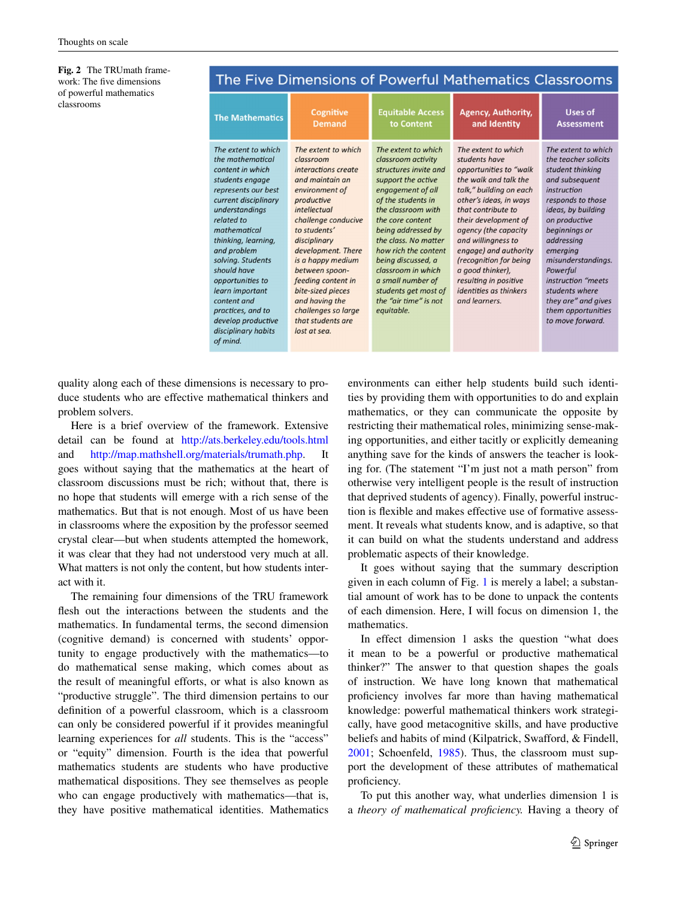**Fig. 2** The TRUmath framework: The five dimensions of powerful mathematics classrooms

| The Five Dimensions of Powerful Mathematics Classrooms | | | | |
|---|---|---|---|---|
| **The Mathematics** | **Cognitive Demand** | **Equitable Access to Content** | **Agency, Authority, and Identity** | **Uses of Assessment** |
| *The extent to which the mathematical content in which students engage represents our best current disciplinary understandings related to mathematical thinking, learning, and problem solving. Students should have opportunities to learn important content and practices, and to develop productive disciplinary habits of mind.* | *The extent to which classroom interactions create and maintain an environment of productive intellectual challenge conducive to students' disciplinary development. There is a happy medium between spoon-feeding content in bite-sized pieces and having the challenges so large that students are lost at sea.* | *The extent to which classroom activity structures invite and support the active engagement of all of the students in the classroom with the core content being addressed by the class. No matter how rich the content being discussed, a classroom in which a small number of students get most of the "air time" is not equitable.* | *The extent to which students have opportunities to "walk the walk and talk the talk," building on each other's ideas, in ways that contribute to their development of agency (the capacity and willingness to engage) and authority (recognition for being a good thinker), resulting in positive identities as thinkers and learners.* | *The extent to which the teacher solicits student thinking and subsequent instruction responds to those ideas, by building on productive beginnings or addressing emerging misunderstandings. Powerful instruction "meets students where they are" and gives them opportunities to move forward.* |

quality along each of these dimensions is necessary to produce students who are effective mathematical thinkers and problem solvers.

Here is a brief overview of the framework. Extensive detail can be found at http://ats.berkeley.edu/tools.html and http://map.mathshell.org/materials/trumath.php. It goes without saying that the mathematics at the heart of classroom discussions must be rich; without that, there is no hope that students will emerge with a rich sense of the mathematics. But that is not enough. Most of us have been in classrooms where the exposition by the professor seemed crystal clear—but when students attempted the homework, it was clear that they had not understood very much at all. What matters is not only the content, but how students interact with it.

The remaining four dimensions of the TRU framework flesh out the interactions between the students and the mathematics. In fundamental terms, the second dimension (cognitive demand) is concerned with students' opportunity to engage productively with the mathematics—to do mathematical sense making, which comes about as the result of meaningful efforts, or what is also known as "productive struggle". The third dimension pertains to our definition of a powerful classroom, which is a classroom can only be considered powerful if it provides meaningful learning experiences for *all* students. This is the "access" or "equity" dimension. Fourth is the idea that powerful mathematics students are students who have productive mathematical dispositions. They see themselves as people who can engage productively with mathematics—that is, they have positive mathematical identities. Mathematics environments can either help students build such identities by providing them with opportunities to do and explain mathematics, or they can communicate the opposite by restricting their mathematical roles, minimizing sense-making opportunities, and either tacitly or explicitly demeaning anything save for the kinds of answers the teacher is looking for. (The statement "I'm just not a math person" from otherwise very intelligent people is the result of instruction that deprived students of agency). Finally, powerful instruction is flexible and makes effective use of formative assessment. It reveals what students know, and is adaptive, so that it can build on what the students understand and address problematic aspects of their knowledge.

It goes without saying that the summary description given in each column of Fig. 1 is merely a label; a substantial amount of work has to be done to unpack the contents of each dimension. Here, I will focus on dimension 1, the mathematics.

In effect dimension 1 asks the question "what does it mean to be a powerful or productive mathematical thinker?" The answer to that question shapes the goals of instruction. We have long known that mathematical proficiency involves far more than having mathematical knowledge: powerful mathematical thinkers work strategically, have good metacognitive skills, and have productive beliefs and habits of mind (Kilpatrick, Swafford, & Findell, 2001; Schoenfeld, 1985). Thus, the classroom must support the development of these attributes of mathematical proficiency.

To put this another way, what underlies dimension 1 is a *theory of mathematical proficiency.* Having a theory of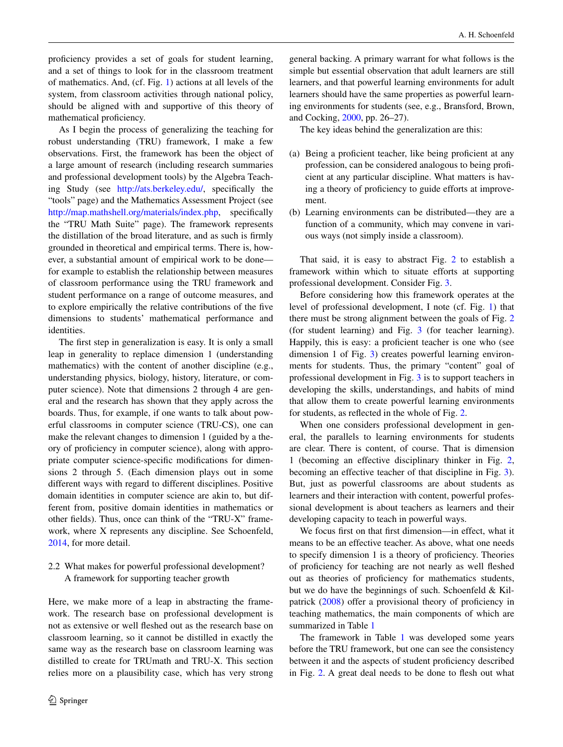proficiency provides a set of goals for student learning, and a set of things to look for in the classroom treatment of mathematics. And, (cf. Fig. 1) actions at all levels of the system, from classroom activities through national policy, should be aligned with and supportive of this theory of mathematical proficiency.

As I begin the process of generalizing the teaching for robust understanding (TRU) framework, I make a few observations. First, the framework has been the object of a large amount of research (including research summaries and professional development tools) by the Algebra Teaching Study (see http://ats.berkeley.edu/, specifically the "tools" page) and the Mathematics Assessment Project (see http://map.mathshell.org/materials/index.php, specifically the "TRU Math Suite" page). The framework represents the distillation of the broad literature, and as such is firmly grounded in theoretical and empirical terms. There is, however, a substantial amount of empirical work to be done—for example to establish the relationship between measures of classroom performance using the TRU framework and student performance on a range of outcome measures, and to explore empirically the relative contributions of the five dimensions to students' mathematical performance and identities.

The first step in generalization is easy. It is only a small leap in generality to replace dimension 1 (understanding mathematics) with the content of another discipline (e.g., understanding physics, biology, history, literature, or computer science). Note that dimensions 2 through 4 are general and the research has shown that they apply across the boards. Thus, for example, if one wants to talk about powerful classrooms in computer science (TRU-CS), one can make the relevant changes to dimension 1 (guided by a theory of proficiency in computer science), along with appropriate computer science-specific modifications for dimensions 2 through 5. (Each dimension plays out in some different ways with regard to different disciplines. Positive domain identities in computer science are akin to, but different from, positive domain identities in mathematics or other fields). Thus, once can think of the "TRU-X" framework, where X represents any discipline. See Schoenfeld, 2014, for more detail.

## 2.2 What makes for powerful professional development? A framework for supporting teacher growth

Here, we make more of a leap in abstracting the framework. The research base on professional development is not as extensive or well fleshed out as the research base on classroom learning, so it cannot be distilled in exactly the same way as the research base on classroom learning was distilled to create for TRUmath and TRU-X. This section relies more on a plausibility case, which has very strong general backing. A primary warrant for what follows is the simple but essential observation that adult learners are still learners, and that powerful learning environments for adult learners should have the same properties as powerful learning environments for students (see, e.g., Bransford, Brown, and Cocking, 2000, pp. 26–27).

The key ideas behind the generalization are this:

(a) Being a proficient teacher, like being proficient at any profession, can be considered analogous to being proficient at any particular discipline. What matters is having a theory of proficiency to guide efforts at improvement.
(b) Learning environments can be distributed—they are a function of a community, which may convene in various ways (not simply inside a classroom).

That said, it is easy to abstract Fig. 2 to establish a framework within which to situate efforts at supporting professional development. Consider Fig. 3.

Before considering how this framework operates at the level of professional development, I note (cf. Fig. 1) that there must be strong alignment between the goals of Fig. 2 (for student learning) and Fig. 3 (for teacher learning). Happily, this is easy: a proficient teacher is one who (see dimension 1 of Fig. 3) creates powerful learning environments for students. Thus, the primary "content" goal of professional development in Fig. 3 is to support teachers in developing the skills, understandings, and habits of mind that allow them to create powerful learning environments for students, as reflected in the whole of Fig. 2.

When one considers professional development in general, the parallels to learning environments for students are clear. There is content, of course. That is dimension 1 (becoming an effective disciplinary thinker in Fig. 2, becoming an effective teacher of that discipline in Fig. 3). But, just as powerful classrooms are about students as learners and their interaction with content, powerful professional development is about teachers as learners and their developing capacity to teach in powerful ways.

We focus first on that first dimension—in effect, what it means to be an effective teacher. As above, what one needs to specify dimension 1 is a theory of proficiency. Theories of proficiency for teaching are not nearly as well fleshed out as theories of proficiency for mathematics students, but we do have the beginnings of such. Schoenfeld & Kilpatrick (2008) offer a provisional theory of proficiency in teaching mathematics, the main components of which are summarized in Table 1

The framework in Table 1 was developed some years before the TRU framework, but one can see the consistency between it and the aspects of student proficiency described in Fig. 2. A great deal needs to be done to flesh out what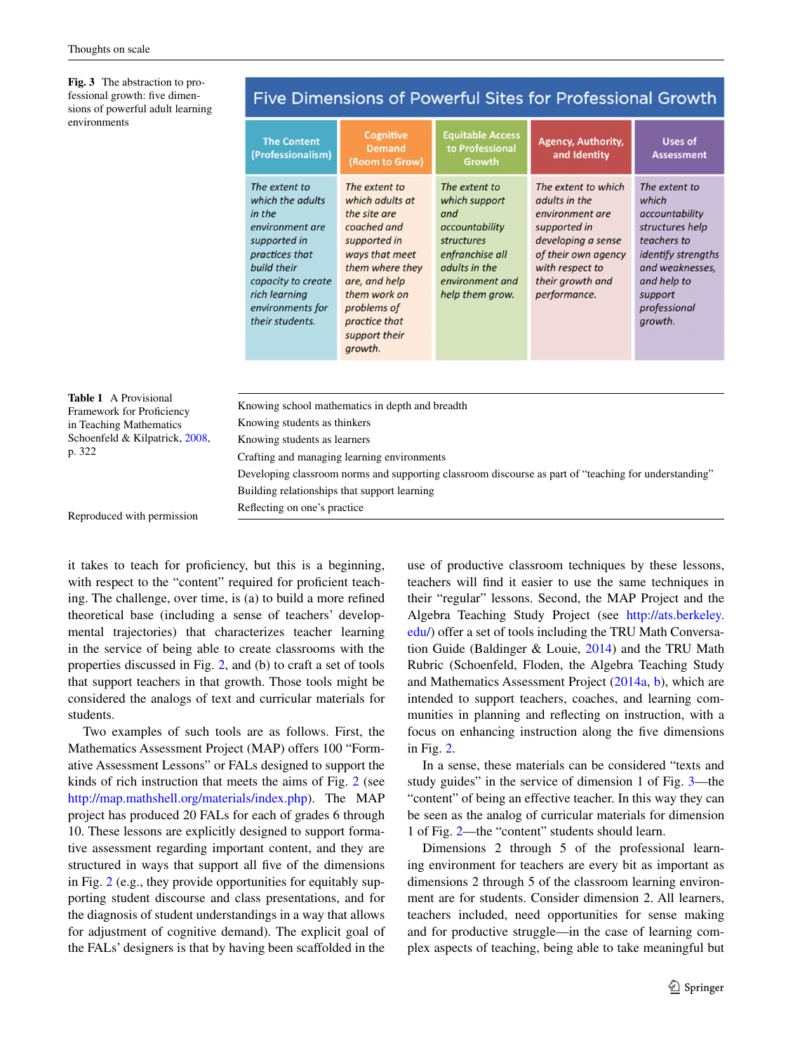**Fig. 3** The abstraction to professional growth: five dimensions of powerful adult learning environments

| Five Dimensions of Powerful Sites for Professional Growth | | | | |
|---|---|---|---|---|
| The Content (Professionalism) | Cognitive Demand (Room to Grow) | Equitable Access to Professional Growth | Agency, Authority, and Identity | Uses of Assessment |
| *The extent to which the adults in the environment are supported in practices that build their capacity to create rich learning environments for their students.* | *The extent to which adults at the site are coached and supported in ways that meet them where they are, and help them work on problems of practice that support their growth.* | *The extent to which support and accountability structures enfranchise all adults in the environment and help them grow.* | *The extent to which adults in the environment are supported in developing a sense of their own agency with respect to their growth and performance.* | *The extent to which accountability structures help teachers to identify strengths and weaknesses, and help to support professional growth.* |

**Table 1** A Provisional Framework for Proficiency in Teaching Mathematics Schoenfeld & Kilpatrick, 2008, p. 322

| |
|---|
| Knowing school mathematics in depth and breadth |
| Knowing students as thinkers |
| Knowing students as learners |
| Crafting and managing learning environments |
| Developing classroom norms and supporting classroom discourse as part of "teaching for understanding" |
| Building relationships that support learning |
| Reflecting on one's practice |

Reproduced with permission

it takes to teach for proficiency, but this is a beginning, with respect to the "content" required for proficient teaching. The challenge, over time, is (a) to build a more refined theoretical base (including a sense of teachers' developmental trajectories) that characterizes teacher learning in the service of being able to create classrooms with the properties discussed in Fig. 2, and (b) to craft a set of tools that support teachers in that growth. Those tools might be considered the analogs of text and curricular materials for students.

Two examples of such tools are as follows. First, the Mathematics Assessment Project (MAP) offers 100 "Formative Assessment Lessons" or FALs designed to support the kinds of rich instruction that meets the aims of Fig. 2 (see http://map.mathshell.org/materials/index.php). The MAP project has produced 20 FALs for each of grades 6 through 10. These lessons are explicitly designed to support formative assessment regarding important content, and they are structured in ways that support all five of the dimensions in Fig. 2 (e.g., they provide opportunities for equitably supporting student discourse and class presentations, and for the diagnosis of student understandings in a way that allows for adjustment of cognitive demand). The explicit goal of the FALs' designers is that by having been scaffolded in the use of productive classroom techniques by these lessons, teachers will find it easier to use the same techniques in their "regular" lessons. Second, the MAP Project and the Algebra Teaching Study Project (see http://ats.berkeley.edu/) offer a set of tools including the TRU Math Conversation Guide (Baldinger & Louie, 2014) and the TRU Math Rubric (Schoenfeld, Floden, the Algebra Teaching Study and Mathematics Assessment Project (2014a, b), which are intended to support teachers, coaches, and learning communities in planning and reflecting on instruction, with a focus on enhancing instruction along the five dimensions in Fig. 2.

In a sense, these materials can be considered "texts and study guides" in the service of dimension 1 of Fig. 3—the "content" of being an effective teacher. In this way they can be seen as the analog of curricular materials for dimension 1 of Fig. 2—the "content" students should learn.

Dimensions 2 through 5 of the professional learning environment for teachers are every bit as important as dimensions 2 through 5 of the classroom learning environment are for students. Consider dimension 2. All learners, teachers included, need opportunities for sense making and for productive struggle—in the case of learning complex aspects of teaching, being able to take meaningful but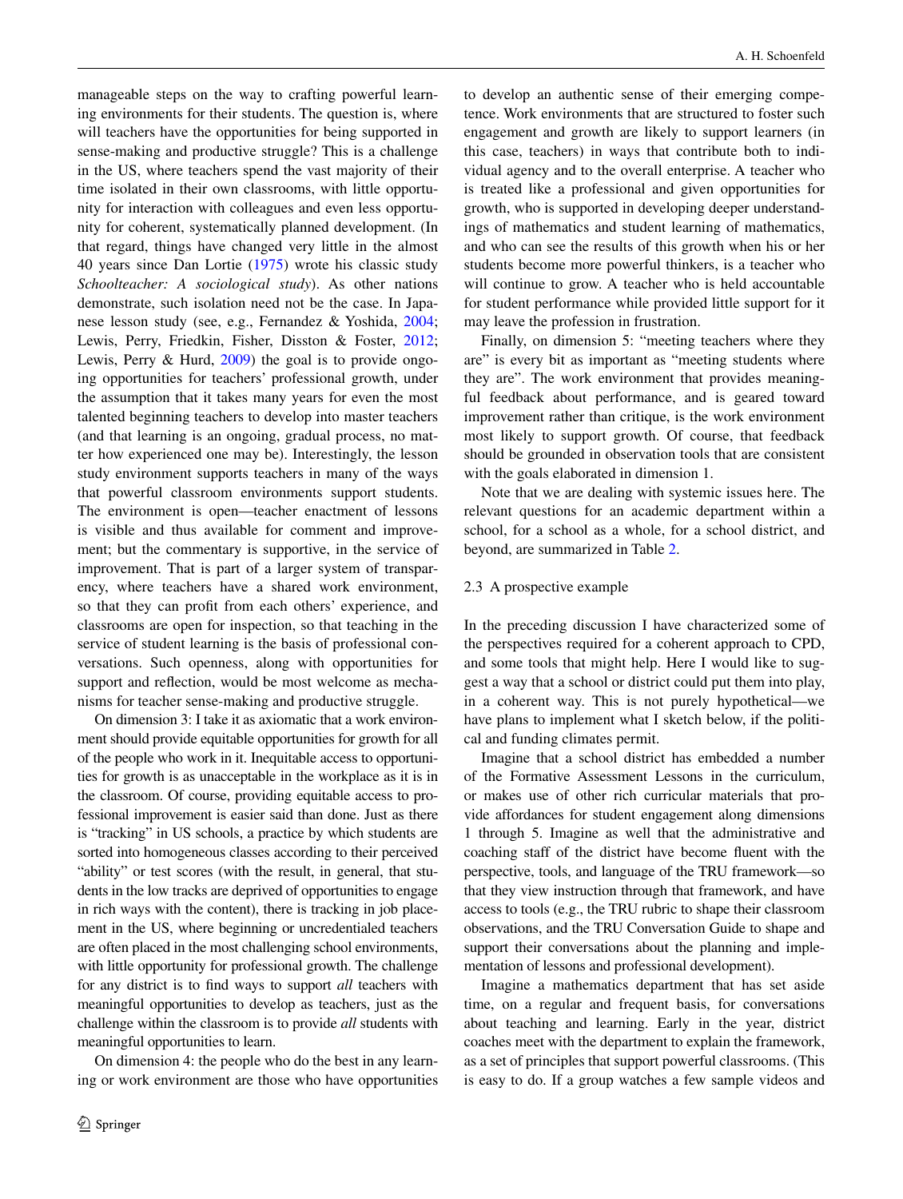manageable steps on the way to crafting powerful learning environments for their students. The question is, where will teachers have the opportunities for being supported in sense-making and productive struggle? This is a challenge in the US, where teachers spend the vast majority of their time isolated in their own classrooms, with little opportunity for interaction with colleagues and even less opportunity for coherent, systematically planned development. (In that regard, things have changed very little in the almost 40 years since Dan Lortie (1975) wrote his classic study *Schoolteacher: A sociological study*). As other nations demonstrate, such isolation need not be the case. In Japanese lesson study (see, e.g., Fernandez & Yoshida, 2004; Lewis, Perry, Friedkin, Fisher, Disston & Foster, 2012; Lewis, Perry & Hurd, 2009) the goal is to provide ongoing opportunities for teachers' professional growth, under the assumption that it takes many years for even the most talented beginning teachers to develop into master teachers (and that learning is an ongoing, gradual process, no matter how experienced one may be). Interestingly, the lesson study environment supports teachers in many of the ways that powerful classroom environments support students. The environment is open—teacher enactment of lessons is visible and thus available for comment and improvement; but the commentary is supportive, in the service of improvement. That is part of a larger system of transparency, where teachers have a shared work environment, so that they can profit from each others' experience, and classrooms are open for inspection, so that teaching in the service of student learning is the basis of professional conversations. Such openness, along with opportunities for support and reflection, would be most welcome as mechanisms for teacher sense-making and productive struggle.

On dimension 3: I take it as axiomatic that a work environment should provide equitable opportunities for growth for all of the people who work in it. Inequitable access to opportunities for growth is as unacceptable in the workplace as it is in the classroom. Of course, providing equitable access to professional improvement is easier said than done. Just as there is "tracking" in US schools, a practice by which students are sorted into homogeneous classes according to their perceived "ability" or test scores (with the result, in general, that students in the low tracks are deprived of opportunities to engage in rich ways with the content), there is tracking in job placement in the US, where beginning or uncredentialed teachers are often placed in the most challenging school environments, with little opportunity for professional growth. The challenge for any district is to find ways to support *all* teachers with meaningful opportunities to develop as teachers, just as the challenge within the classroom is to provide *all* students with meaningful opportunities to learn.

On dimension 4: the people who do the best in any learning or work environment are those who have opportunities to develop an authentic sense of their emerging competence. Work environments that are structured to foster such engagement and growth are likely to support learners (in this case, teachers) in ways that contribute both to individual agency and to the overall enterprise. A teacher who is treated like a professional and given opportunities for growth, who is supported in developing deeper understandings of mathematics and student learning of mathematics, and who can see the results of this growth when his or her students become more powerful thinkers, is a teacher who will continue to grow. A teacher who is held accountable for student performance while provided little support for it may leave the profession in frustration.

Finally, on dimension 5: "meeting teachers where they are" is every bit as important as "meeting students where they are". The work environment that provides meaningful feedback about performance, and is geared toward improvement rather than critique, is the work environment most likely to support growth. Of course, that feedback should be grounded in observation tools that are consistent with the goals elaborated in dimension 1.

Note that we are dealing with systemic issues here. The relevant questions for an academic department within a school, for a school as a whole, for a school district, and beyond, are summarized in Table 2.

### 2.3 A prospective example

In the preceding discussion I have characterized some of the perspectives required for a coherent approach to CPD, and some tools that might help. Here I would like to suggest a way that a school or district could put them into play, in a coherent way. This is not purely hypothetical—we have plans to implement what I sketch below, if the political and funding climates permit.

Imagine that a school district has embedded a number of the Formative Assessment Lessons in the curriculum, or makes use of other rich curricular materials that provide affordances for student engagement along dimensions 1 through 5. Imagine as well that the administrative and coaching staff of the district have become fluent with the perspective, tools, and language of the TRU framework—so that they view instruction through that framework, and have access to tools (e.g., the TRU rubric to shape their classroom observations, and the TRU Conversation Guide to shape and support their conversations about the planning and implementation of lessons and professional development).

Imagine a mathematics department that has set aside time, on a regular and frequent basis, for conversations about teaching and learning. Early in the year, district coaches meet with the department to explain the framework, as a set of principles that support powerful classrooms. (This is easy to do. If a group watches a few sample videos and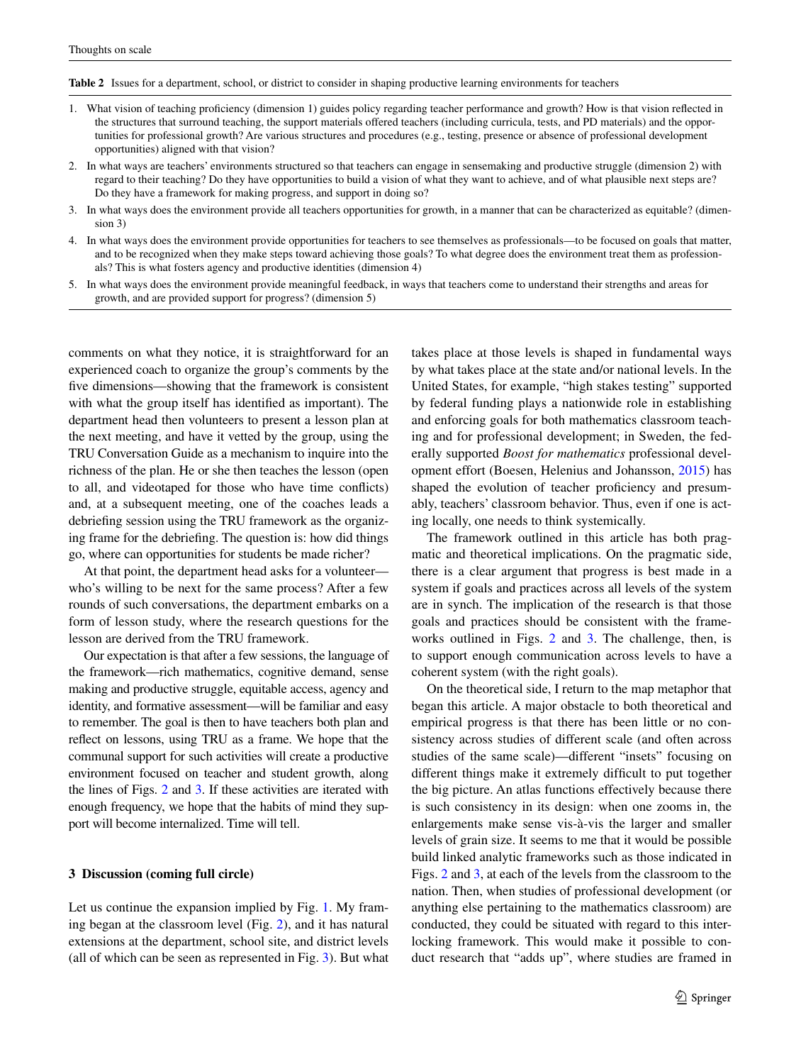**Table 2** Issues for a department, school, or district to consider in shaping productive learning environments for teachers

1. What vision of teaching proficiency (dimension 1) guides policy regarding teacher performance and growth? How is that vision reflected in the structures that surround teaching, the support materials offered teachers (including curricula, tests, and PD materials) and the opportunities for professional growth? Are various structures and procedures (e.g., testing, presence or absence of professional development opportunities) aligned with that vision?
2. In what ways are teachers' environments structured so that teachers can engage in sensemaking and productive struggle (dimension 2) with regard to their teaching? Do they have opportunities to build a vision of what they want to achieve, and of what plausible next steps are? Do they have a framework for making progress, and support in doing so?
3. In what ways does the environment provide all teachers opportunities for growth, in a manner that can be characterized as equitable? (dimension 3)
4. In what ways does the environment provide opportunities for teachers to see themselves as professionals—to be focused on goals that matter, and to be recognized when they make steps toward achieving those goals? To what degree does the environment treat them as professionals? This is what fosters agency and productive identities (dimension 4)
5. In what ways does the environment provide meaningful feedback, in ways that teachers come to understand their strengths and areas for growth, and are provided support for progress? (dimension 5)

comments on what they notice, it is straightforward for an experienced coach to organize the group's comments by the five dimensions—showing that the framework is consistent with what the group itself has identified as important). The department head then volunteers to present a lesson plan at the next meeting, and have it vetted by the group, using the TRU Conversation Guide as a mechanism to inquire into the richness of the plan. He or she then teaches the lesson (open to all, and videotaped for those who have time conflicts) and, at a subsequent meeting, one of the coaches leads a debriefing session using the TRU framework as the organizing frame for the debriefing. The question is: how did things go, where can opportunities for students be made richer?

At that point, the department head asks for a volunteer—who's willing to be next for the same process? After a few rounds of such conversations, the department embarks on a form of lesson study, where the research questions for the lesson are derived from the TRU framework.

Our expectation is that after a few sessions, the language of the framework—rich mathematics, cognitive demand, sense making and productive struggle, equitable access, agency and identity, and formative assessment—will be familiar and easy to remember. The goal is then to have teachers both plan and reflect on lessons, using TRU as a frame. We hope that the communal support for such activities will create a productive environment focused on teacher and student growth, along the lines of Figs. 2 and 3. If these activities are iterated with enough frequency, we hope that the habits of mind they support will become internalized. Time will tell.

## 3 Discussion (coming full circle)

Let us continue the expansion implied by Fig. 1. My framing began at the classroom level (Fig. 2), and it has natural extensions at the department, school site, and district levels (all of which can be seen as represented in Fig. 3). But what takes place at those levels is shaped in fundamental ways by what takes place at the state and/or national levels. In the United States, for example, "high stakes testing" supported by federal funding plays a nationwide role in establishing and enforcing goals for both mathematics classroom teaching and for professional development; in Sweden, the federally supported *Boost for mathematics* professional development effort (Boesen, Helenius and Johansson, 2015) has shaped the evolution of teacher proficiency and presumably, teachers' classroom behavior. Thus, even if one is acting locally, one needs to think systemically.

The framework outlined in this article has both pragmatic and theoretical implications. On the pragmatic side, there is a clear argument that progress is best made in a system if goals and practices across all levels of the system are in synch. The implication of the research is that those goals and practices should be consistent with the frameworks outlined in Figs. 2 and 3. The challenge, then, is to support enough communication across levels to have a coherent system (with the right goals).

On the theoretical side, I return to the map metaphor that began this article. A major obstacle to both theoretical and empirical progress is that there has been little or no consistency across studies of different scale (and often across studies of the same scale)—different "insets" focusing on different things make it extremely difficult to put together the big picture. An atlas functions effectively because there is such consistency in its design: when one zooms in, the enlargements make sense vis-à-vis the larger and smaller levels of grain size. It seems to me that it would be possible build linked analytic frameworks such as those indicated in Figs. 2 and 3, at each of the levels from the classroom to the nation. Then, when studies of professional development (or anything else pertaining to the mathematics classroom) are conducted, they could be situated with regard to this interlocking framework. This would make it possible to conduct research that "adds up", where studies are framed in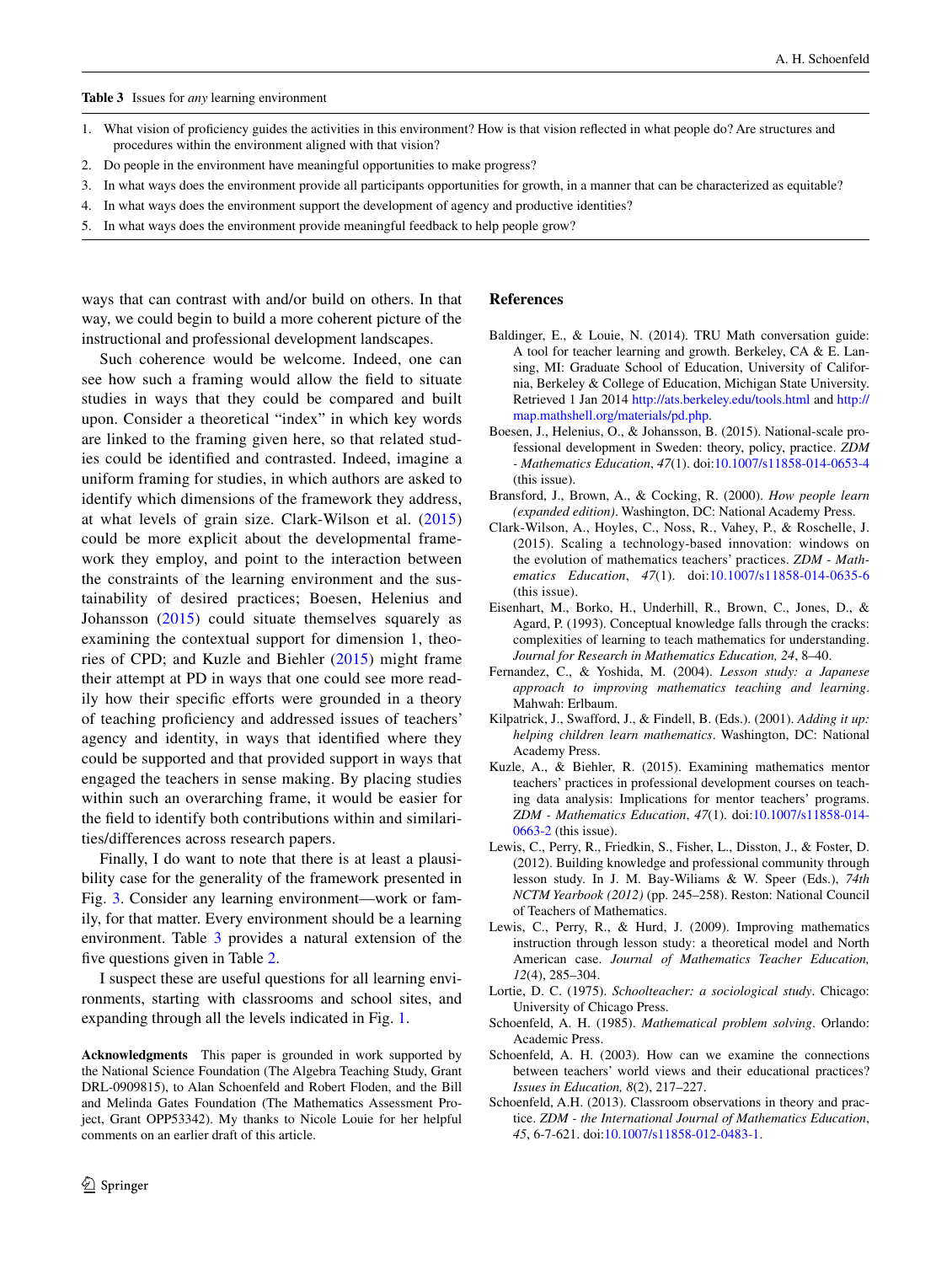**Table 3** Issues for *any* learning environment

1. What vision of proficiency guides the activities in this environment? How is that vision reflected in what people do? Are structures and procedures within the environment aligned with that vision?
2. Do people in the environment have meaningful opportunities to make progress?
3. In what ways does the environment provide all participants opportunities for growth, in a manner that can be characterized as equitable?
4. In what ways does the environment support the development of agency and productive identities?
5. In what ways does the environment provide meaningful feedback to help people grow?

ways that can contrast with and/or build on others. In that way, we could begin to build a more coherent picture of the instructional and professional development landscapes.

Such coherence would be welcome. Indeed, one can see how such a framing would allow the field to situate studies in ways that they could be compared and built upon. Consider a theoretical "index" in which key words are linked to the framing given here, so that related studies could be identified and contrasted. Indeed, imagine a uniform framing for studies, in which authors are asked to identify which dimensions of the framework they address, at what levels of grain size. Clark-Wilson et al. (2015) could be more explicit about the developmental framework they employ, and point to the interaction between the constraints of the learning environment and the sustainability of desired practices; Boesen, Helenius and Johansson (2015) could situate themselves squarely as examining the contextual support for dimension 1, theories of CPD; and Kuzle and Biehler (2015) might frame their attempt at PD in ways that one could see more readily how their specific efforts were grounded in a theory of teaching proficiency and addressed issues of teachers' agency and identity, in ways that identified where they could be supported and that provided support in ways that engaged the teachers in sense making. By placing studies within such an overarching frame, it would be easier for the field to identify both contributions within and similarities/differences across research papers.

Finally, I do want to note that there is at least a plausibility case for the generality of the framework presented in Fig. 3. Consider any learning environment—work or family, for that matter. Every environment should be a learning environment. Table 3 provides a natural extension of the five questions given in Table 2.

I suspect these are useful questions for all learning environments, starting with classrooms and school sites, and expanding through all the levels indicated in Fig. 1.

**Acknowledgments** This paper is grounded in work supported by the National Science Foundation (The Algebra Teaching Study, Grant DRL-0909815), to Alan Schoenfeld and Robert Floden, and the Bill and Melinda Gates Foundation (The Mathematics Assessment Project, Grant OPP53342). My thanks to Nicole Louie for her helpful comments on an earlier draft of this article.

## References

Baldinger, E., & Louie, N. (2014). TRU Math conversation guide: A tool for teacher learning and growth. Berkeley, CA & E. Lansing, MI: Graduate School of Education, University of California, Berkeley & College of Education, Michigan State University. Retrieved 1 Jan 2014 http://ats.berkeley.edu/tools.html and http://map.mathshell.org/materials/pd.php.

Boesen, J., Helenius, O., & Johansson, B. (2015). National-scale professional development in Sweden: theory, policy, practice. *ZDM - Mathematics Education*, *47*(1). doi:10.1007/s11858-014-0653-4 (this issue).

Bransford, J., Brown, A., & Cocking, R. (2000). *How people learn (expanded edition)*. Washington, DC: National Academy Press.

Clark-Wilson, A., Hoyles, C., Noss, R., Vahey, P., & Roschelle, J. (2015). Scaling a technology-based innovation: windows on the evolution of mathematics teachers' practices. *ZDM - Mathematics Education*, *47*(1). doi:10.1007/s11858-014-0635-6 (this issue).

Eisenhart, M., Borko, H., Underhill, R., Brown, C., Jones, D., & Agard, P. (1993). Conceptual knowledge falls through the cracks: complexities of learning to teach mathematics for understanding. *Journal for Research in Mathematics Education, 24*, 8–40.

Fernandez, C., & Yoshida, M. (2004). *Lesson study: a Japanese approach to improving mathematics teaching and learning*. Mahwah: Erlbaum.

Kilpatrick, J., Swafford, J., & Findell, B. (Eds.). (2001). *Adding it up: helping children learn mathematics*. Washington, DC: National Academy Press.

Kuzle, A., & Biehler, R. (2015). Examining mathematics mentor teachers' practices in professional development courses on teaching data analysis: Implications for mentor teachers' programs. *ZDM - Mathematics Education*, *47*(1). doi:10.1007/s11858-014-0663-2 (this issue).

Lewis, C., Perry, R., Friedkin, S., Fisher, L., Disston, J., & Foster, D. (2012). Building knowledge and professional community through lesson study. In J. M. Bay-Wiliams & W. Speer (Eds.), *74th NCTM Yearbook (2012)* (pp. 245–258). Reston: National Council of Teachers of Mathematics.

Lewis, C., Perry, R., & Hurd, J. (2009). Improving mathematics instruction through lesson study: a theoretical model and North American case. *Journal of Mathematics Teacher Education, 12*(4), 285–304.

Lortie, D. C. (1975). *Schoolteacher: a sociological study*. Chicago: University of Chicago Press.

Schoenfeld, A. H. (1985). *Mathematical problem solving*. Orlando: Academic Press.

Schoenfeld, A. H. (2003). How can we examine the connections between teachers' world views and their educational practices? *Issues in Education, 8*(2), 217–227.

Schoenfeld, A.H. (2013). Classroom observations in theory and practice. *ZDM - the International Journal of Mathematics Education*, *45*, 6-7-621. doi:10.1007/s11858-012-0483-1.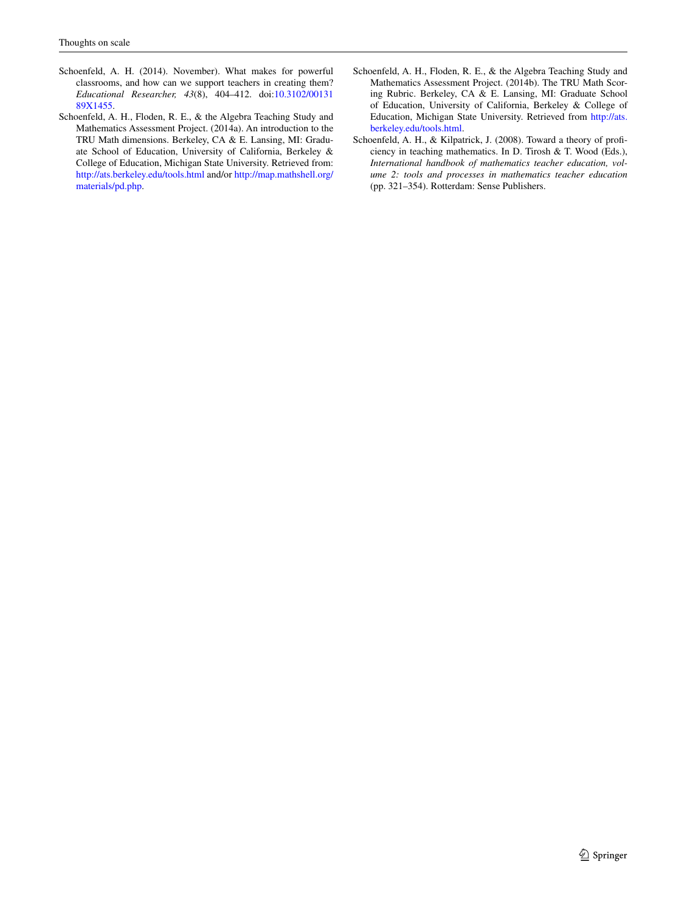Schoenfeld, A. H. (2014). November). What makes for powerful classrooms, and how can we support teachers in creating them? *Educational Researcher, 43*(8), 404–412. doi:10.3102/0013189X1455.

Schoenfeld, A. H., Floden, R. E., & the Algebra Teaching Study and Mathematics Assessment Project. (2014a). An introduction to the TRU Math dimensions. Berkeley, CA & E. Lansing, MI: Graduate School of Education, University of California, Berkeley & College of Education, Michigan State University. Retrieved from: http://ats.berkeley.edu/tools.html and/or http://map.mathshell.org/materials/pd.php.

Schoenfeld, A. H., Floden, R. E., & the Algebra Teaching Study and Mathematics Assessment Project. (2014b). The TRU Math Scoring Rubric. Berkeley, CA & E. Lansing, MI: Graduate School of Education, University of California, Berkeley & College of Education, Michigan State University. Retrieved from http://ats.berkeley.edu/tools.html.

Schoenfeld, A. H., & Kilpatrick, J. (2008). Toward a theory of proficiency in teaching mathematics. In D. Tirosh & T. Wood (Eds.), *International handbook of mathematics teacher education, volume 2: tools and processes in mathematics teacher education* (pp. 321–354). Rotterdam: Sense Publishers.